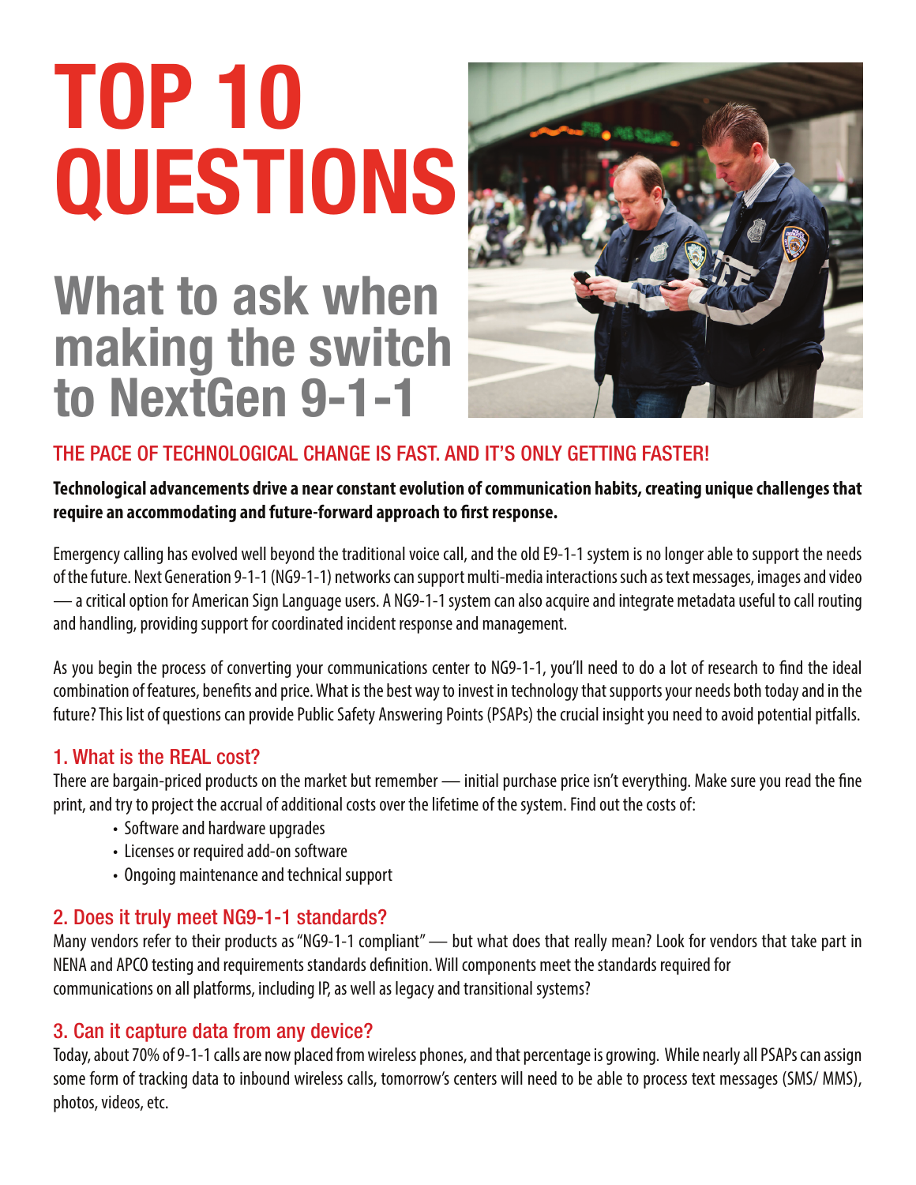# TOP 10 QUESTIONS

## What to ask when making the switch to NextGen 9-1-1

### THE PACE OF TECHNOLOGICAL CHANGE IS FAST. AND IT'S ONLY GETTING FASTER!

**Technological advancements drive a near constant evolution of communication habits, creating unique challenges that require an accommodating and future-forward approach to first response.**

Emergency calling has evolved well beyond the traditional voice call, and the old E9-1-1 system is no longer able to support the needs of the future. Next Generation 9-1-1 (NG9-1-1) networks can support multi-media interactions such as text messages, images and video — a critical option for American Sign Language users. A NG9-1-1 system can also acquire and integrate metadata useful to call routing and handling, providing support for coordinated incident response and management.

As you begin the process of converting your communications center to NG9-1-1, you'll need to do a lot of research to find the ideal combination of features, benefits and price. What is the best way to invest in technology that supports your needs both today and in the future? This list of questions can provide Public Safety Answering Points (PSAPs) the crucial insight you need to avoid potential pitfalls.

### 1. What is the REAL cost?

There are bargain-priced products on the market but remember — initial purchase price isn't everything. Make sure you read the fine print, and try to project the accrual of additional costs over the lifetime of the system. Find out the costs of:

- Software and hardware upgrades
- Licenses or required add-on software
- Ongoing maintenance and technical support

### 2. Does it truly meet NG9-1-1 standards?

Many vendors refer to their products as "NG9-1-1 compliant" — but what does that really mean? Look for vendors that take part in NENA and APCO testing and requirements standards definition. Will components meet the standards required for communications on all platforms, including IP, as well as legacy and transitional systems?

### 3. Can it capture data from any device?

Today, about 70% of 9-1-1 calls are now placed from wireless phones, and that percentage is growing. While nearly all PSAPs can assign some form of tracking data to inbound wireless calls, tomorrow's centers will need to be able to process text messages (SMS/ MMS), photos, videos, etc.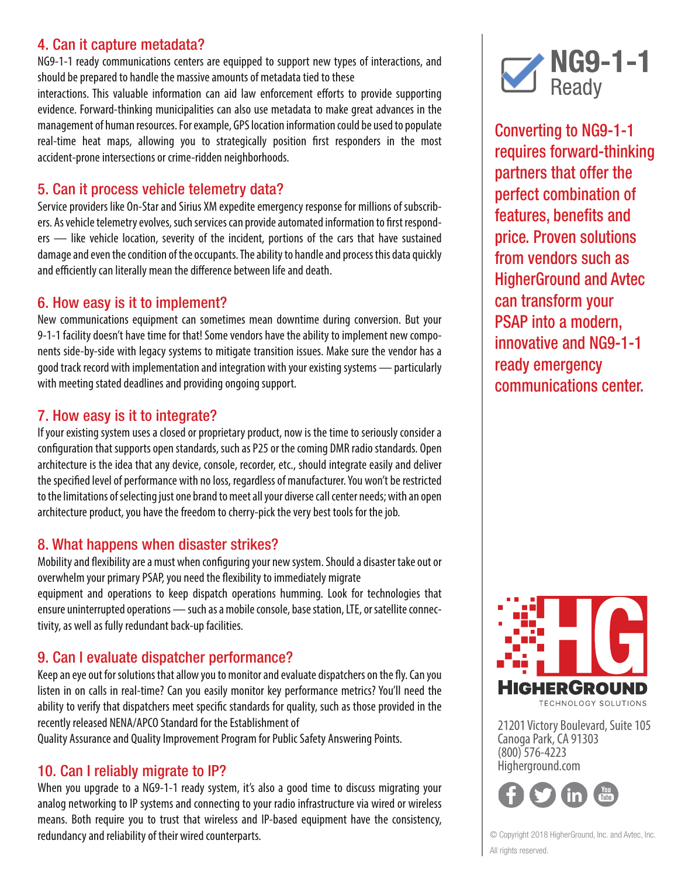## 4. Can it capture metadata?

NG9-1-1 ready communications centers are equipped to support new types of interactions, and should be prepared to handle the massive amounts of metadata tied to these interactions. This valuable information can aid law enforcement efforts to provide supporting evidence. Forward-thinking municipalities can also use metadata to make great advances in the management of human resources. For example, GPS location information could be used to populate real-time heat maps, allowing you to strategically position first responders in the most accident-prone intersections or crime-ridden neighborhoods.

## 5. Can it process vehicle telemetry data?

Service providers like On-Star and Sirius XM expedite emergency response for millions of subscribers. As vehicle telemetry evolves, such services can provide automated information to first responders — like vehicle location, severity of the incident, portions of the cars that have sustained damage and even the condition of the occupants. The ability to handle and process this data quickly and efficiently can literally mean the difference between life and death.

## 6. How easy is it to implement?

New communications equipment can sometimes mean downtime during conversion. But your 9-1-1 facility doesn't have time for that! Some vendors have the ability to implement new components side-by-side with legacy systems to mitigate transition issues. Make sure the vendor has a good track record with implementation and integration with your existing systems — particularly with meeting stated deadlines and providing ongoing support.

## 7. How easy is it to integrate?

If your existing system uses a closed or proprietary product, now is the time to seriously consider a configuration that supports open standards, such as P25 or the coming DMR radio standards. Open architecture is the idea that any device, console, recorder, etc., should integrate easily and deliver the specified level of performance with no loss, regardless of manufacturer. You won't be restricted to the limitations of selecting just one brand to meet all your diverse call center needs; with an open architecture product, you have the freedom to cherry-pick the very best tools for the job.

## 8. What happens when disaster strikes?

Mobility and flexibility are a must when configuring your new system. Should a disaster take out or overwhelm your primary PSAP, you need the flexibility to immediately migrate equipment and operations to keep dispatch operations humming. Look for technologies that ensure uninterrupted operations — such as a mobile console, base station, LTE, or satellite connectivity, as well as fully redundant back-up facilities.

## 9. Can I evaluate dispatcher performance?

Keep an eye out for solutions that allow you to monitor and evaluate dispatchers on the fly. Can you listen in on calls in real-time? Can you easily monitor key performance metrics? You'll need the ability to verify that dispatchers meet specific standards for quality, such as those provided in the recently released NENA/APCO Standard for the Establishment of Quality Assurance and Quality Improvement Program for Public Safety Answering Points.

## 10. Can I reliably migrate to IP?

When you upgrade to a NG9-1-1 ready system, it's also a good time to discuss migrating your analog networking to IP systems and connecting to your radio infrastructure via wired or wireless means. Both require you to trust that wireless and IP-based equipment have the consistency, redundancy and reliability of their wired counterparts.

**NG9-1-1 Ready**

**Converting to NG9-1-1 requires forward-thinking partners that offer the perfect combination of features, benefits and price. Proven solutions from vendors such as HigherGround and Avtec can transform your PSAP into a modern, innovative and NG9-1-1 ready emergency communications center.**

HIGHERGROUND
TECHNOLOGY SOLUTIONS

21201 Victory Boulevard, Suite 105
Canoga Park, CA 91303
(800) 576-4223
Higherground.com

© Copyright 2018 HigherGround, Inc. and Avtec, Inc. All rights reserved.